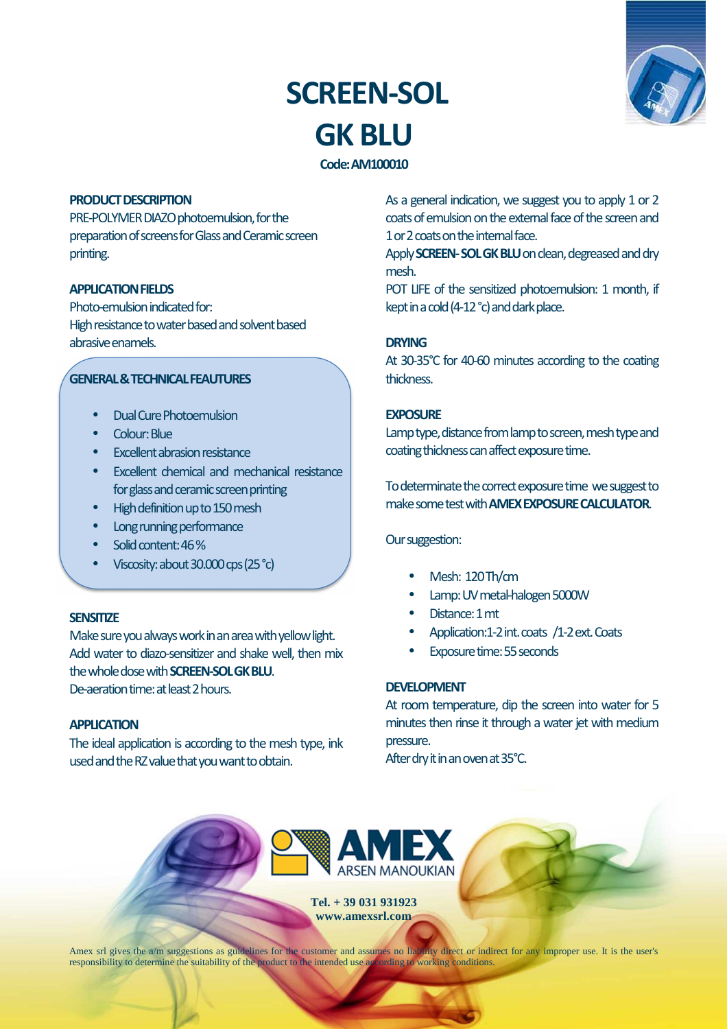# SCREEN-SOL GK BLU

**Code: AM100010**

### PRODUCT DESCRIPTION

PRE-POLYMER DIAZO photoemulsion, for the preparation of screens for Glass and Ceramic screen printing.

### APPLICATION FIELDS

Photo-emulsion indicated for:
High resistance to water based and solvent based abrasive enamels.

### GENERAL & TECHNICAL FEAUTURES

- Dual Cure Photoemulsion
- Colour: Blue
- Excellent abrasion resistance
- Excellent chemical and mechanical resistance for glass and ceramic screen printing
- High definition up to 150 mesh
- Long running performance
- Solid content: 46 %
- Viscosity: about 30.000 cps (25 °c)

### SENSITIZE

Make sure you always work in an area with yellow light.
Add water to diazo-sensitizer and shake well, then mix the whole dose with **SCREEN-SOL GK BLU**.
De-aeration time: at least 2 hours.

### APPLICATION

The ideal application is according to the mesh type, ink used and the RZ value that you want to obtain.

As a general indication, we suggest you to apply 1 or 2 coats of emulsion on the external face of the screen and 1 or 2 coats on the internal face.
Apply **SCREEN- SOL GK BLU** on clean, degreased and dry mesh.
POT LIFE of the sensitized photoemulsion: 1 month, if kept in a cold (4-12 °c) and dark place.

### DRYING

At 30-35°C for 40-60 minutes according to the coating thickness.

### EXPOSURE

Lamp type, distance from lamp to screen, mesh type and coating thickness can affect exposure time.

To determinate the correct exposure time we suggest to make some test with **AMEX EXPOSURE CALCULATOR**.

Our suggestion:

- Mesh: 120 Th/cm
- Lamp: UV metal-halogen 5000W
- Distance: 1 mt
- Application:1-2 int. coats /1-2 ext. Coats
- Exposure time: 55 seconds

### DEVELOPMENT

At room temperature, dip the screen into water for 5 minutes then rinse it through a water jet with medium pressure.
After dry it in an oven at 35°C.

AMEX ARSEN MANOUKIAN

**Tel. + 39 031 931923**
**www.amexsrl.com**

Amex srl gives the a/m suggestions as guidelines for the customer and assumes no liability direct or indirect for any improper use. It is the user's responsibility to determine the suitability of the product to the intended use according to working conditions.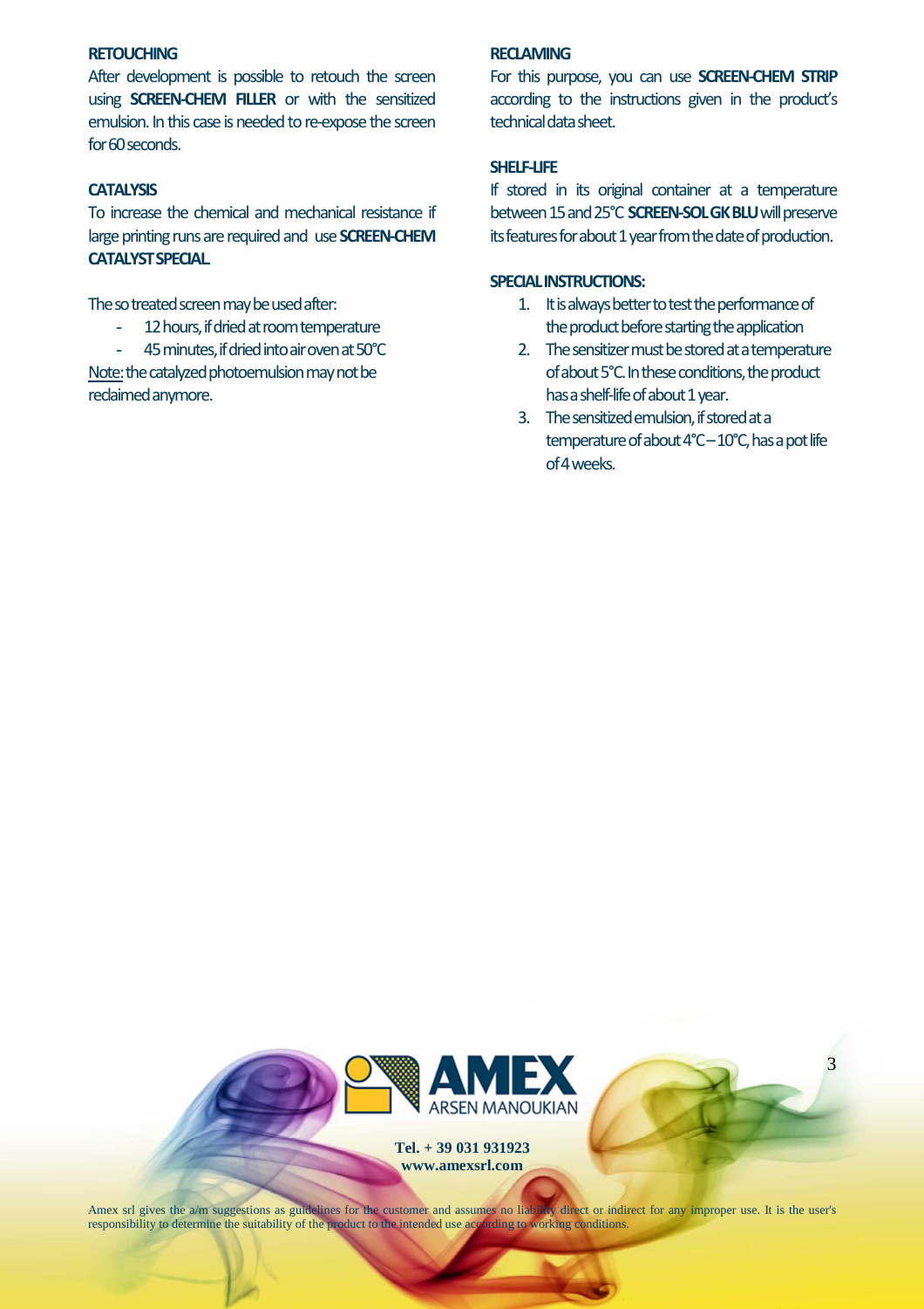## RETOUCHING

After development is possible to retouch the screen using **SCREEN-CHEM FILLER** or with the sensitized emulsion. In this case is needed to re-expose the screen for 60 seconds.

## CATALYSIS

To increase the chemical and mechanical resistance if large printing runs are required and use **SCREEN-CHEM CATALYST SPECIAL**.

The so treated screen may be used after:

- 12 hours, if dried at room temperature
- 45 minutes, if dried into air oven at 50°C

Note: the catalyzed photoemulsion may not be reclaimed anymore.

## RECLAIMING

For this purpose, you can use **SCREEN-CHEM STRIP** according to the instructions given in the product's technical data sheet.

## SHELF-LIFE

If stored in its original container at a temperature between 15 and 25°C **SCREEN-SOL GK BLU** will preserve its features for about 1 year from the date of production.

## SPECIAL INSTRUCTIONS:

1. It is always better to test the performance of the product before starting the application
2. The sensitizer must be stored at a temperature of about 5°C. In these conditions, the product has a shelf-life of about 1 year.
3. The sensitized emulsion, if stored at a temperature of about 4°C – 10°C, has a pot life of 4 weeks.

AMEX ARSEN MANOUKIAN

**Tel. + 39 031 931923**
**www.amexsrl.com**

Amex srl gives the a/m suggestions as guidelines for the customer and assumes no liability direct or indirect for any improper use. It is the user's responsibility to determine the suitability of the product to the intended use according to working conditions.